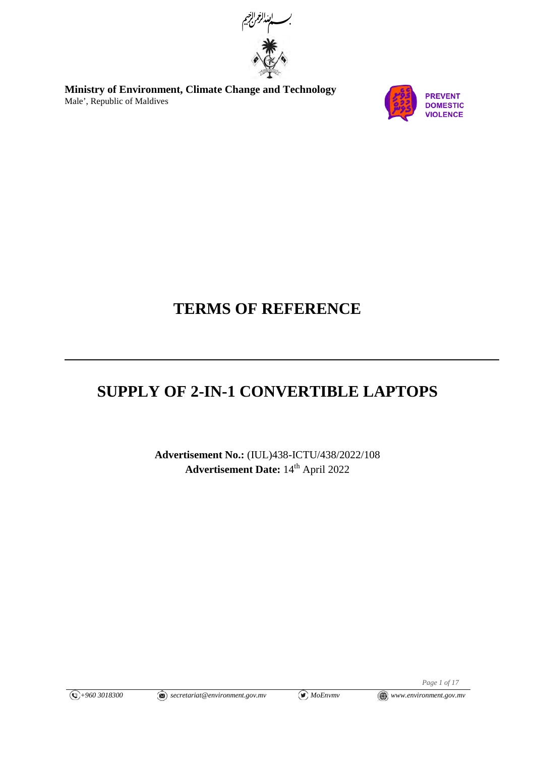بسم الله الرحمن الرحيم

**Ministry of Environment, Climate Change and Technology**
Male', Republic of Maldives

PREVENT DOMESTIC VIOLENCE

# TERMS OF REFERENCE

---

# SUPPLY OF 2-IN-1 CONVERTIBLE LAPTOPS

**Advertisement No.:** (IUL)438-ICTU/438/2022/108
**Advertisement Date:** 14th April 2022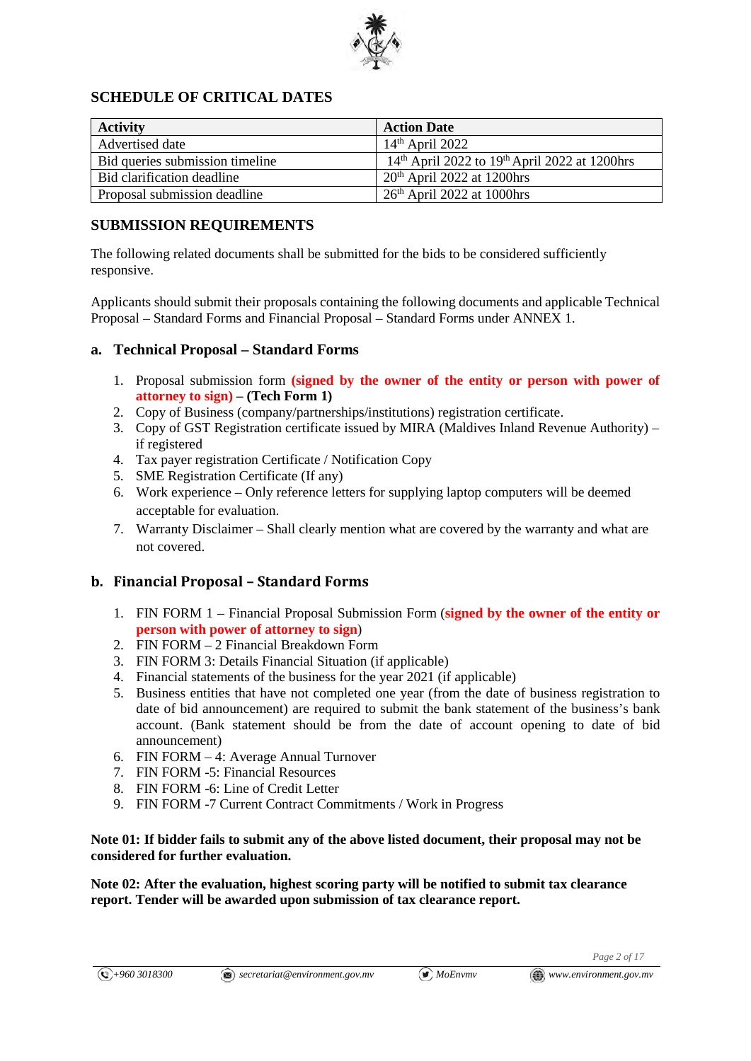## SCHEDULE OF CRITICAL DATES

| Activity | Action Date |
|---|---|
| Advertised date | 14th April 2022 |
| Bid queries submission timeline | 14th April 2022 to 19th April 2022 at 1200hrs |
| Bid clarification deadline | 20th April 2022 at 1200hrs |
| Proposal submission deadline | 26th April 2022 at 1000hrs |

## SUBMISSION REQUIREMENTS

The following related documents shall be submitted for the bids to be considered sufficiently responsive.

Applicants should submit their proposals containing the following documents and applicable Technical Proposal – Standard Forms and Financial Proposal – Standard Forms under ANNEX 1.

### a. Technical Proposal – Standard Forms

1. Proposal submission form **(signed by the owner of the entity or person with power of attorney to sign)** **– (Tech Form 1)**
2. Copy of Business (company/partnerships/institutions) registration certificate.
3. Copy of GST Registration certificate issued by MIRA (Maldives Inland Revenue Authority) – if registered
4. Tax payer registration Certificate / Notification Copy
5. SME Registration Certificate (If any)
6. Work experience – Only reference letters for supplying laptop computers will be deemed acceptable for evaluation.
7. Warranty Disclaimer – Shall clearly mention what are covered by the warranty and what are not covered.

### b. Financial Proposal – Standard Forms

1. FIN FORM 1 – Financial Proposal Submission Form (**signed by the owner of the entity or person with power of attorney to sign**)
2. FIN FORM – 2 Financial Breakdown Form
3. FIN FORM 3: Details Financial Situation (if applicable)
4. Financial statements of the business for the year 2021 (if applicable)
5. Business entities that have not completed one year (from the date of business registration to date of bid announcement) are required to submit the bank statement of the business's bank account. (Bank statement should be from the date of account opening to date of bid announcement)
6. FIN FORM – 4: Average Annual Turnover
7. FIN FORM -5: Financial Resources
8. FIN FORM -6: Line of Credit Letter
9. FIN FORM -7 Current Contract Commitments / Work in Progress

**Note 01: If bidder fails to submit any of the above listed document, their proposal may not be considered for further evaluation.**

**Note 02: After the evaluation, highest scoring party will be notified to submit tax clearance report. Tender will be awarded upon submission of tax clearance report.**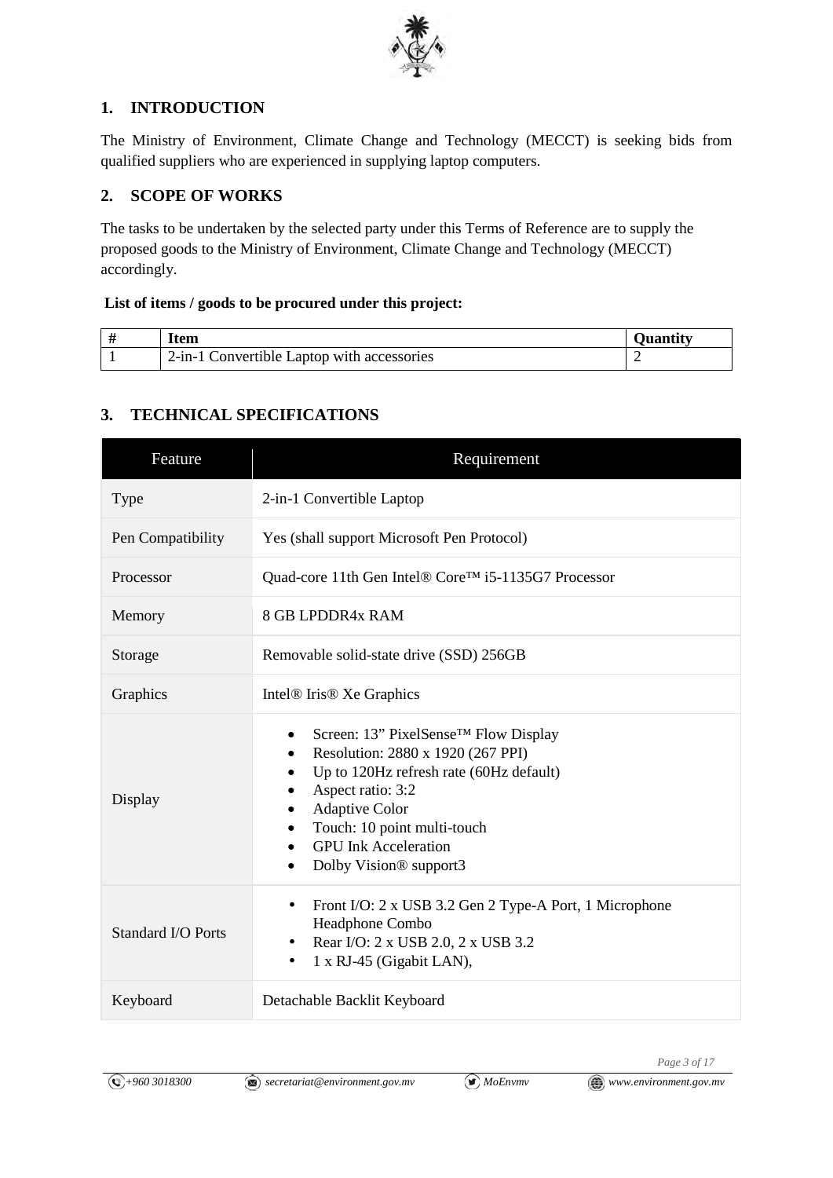## 1. INTRODUCTION

The Ministry of Environment, Climate Change and Technology (MECCT) is seeking bids from qualified suppliers who are experienced in supplying laptop computers.

## 2. SCOPE OF WORKS

The tasks to be undertaken by the selected party under this Terms of Reference are to supply the proposed goods to the Ministry of Environment, Climate Change and Technology (MECCT) accordingly.

**List of items / goods to be procured under this project:**

| # | Item | Quantity |
|---|---|---|
| 1 | 2-in-1 Convertible Laptop with accessories | 2 |

## 3. TECHNICAL SPECIFICATIONS

| Feature | Requirement |
|---|---|
| Type | 2-in-1 Convertible Laptop |
| Pen Compatibility | Yes (shall support Microsoft Pen Protocol) |
| Processor | Quad-core 11th Gen Intel® Core™ i5-1135G7 Processor |
| Memory | 8 GB LPDDR4x RAM |
| Storage | Removable solid-state drive (SSD) 256GB |
| Graphics | Intel® Iris® Xe Graphics |
| Display | • Screen: 13” PixelSense™ Flow Display<br>• Resolution: 2880 x 1920 (267 PPI)<br>• Up to 120Hz refresh rate (60Hz default)<br>• Aspect ratio: 3:2<br>• Adaptive Color<br>• Touch: 10 point multi-touch<br>• GPU Ink Acceleration<br>• Dolby Vision® support3 |
| Standard I/O Ports | • Front I/O: 2 x USB 3.2 Gen 2 Type-A Port, 1 Microphone Headphone Combo<br>• Rear I/O: 2 x USB 2.0, 2 x USB 3.2<br>• 1 x RJ-45 (Gigabit LAN), |
| Keyboard | Detachable Backlit Keyboard |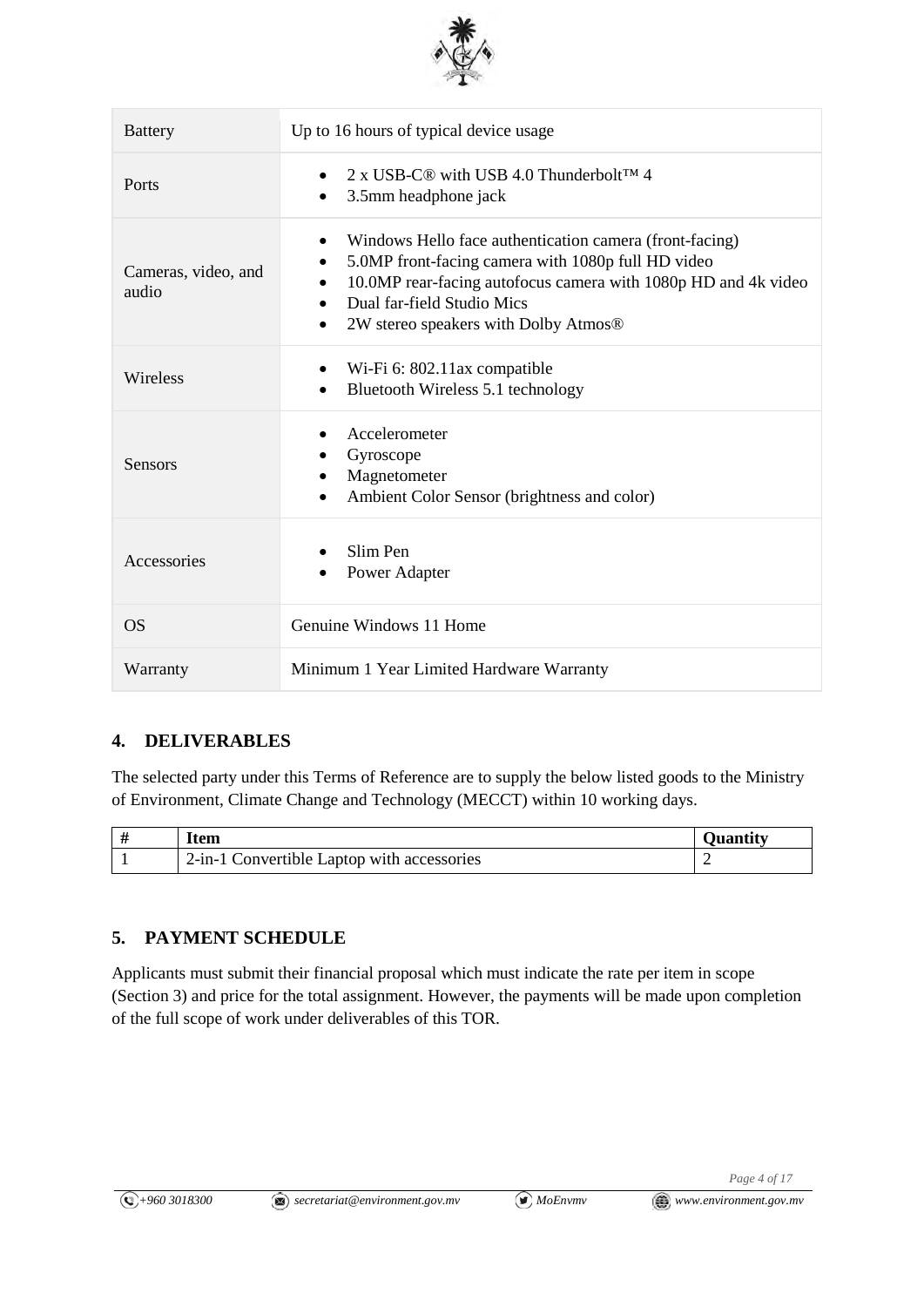| | |
|---|---|
| Battery | Up to 16 hours of typical device usage |
| Ports | • 2 x USB-C® with USB 4.0 Thunderbolt™ 4<br>• 3.5mm headphone jack |
| Cameras, video, and audio | • Windows Hello face authentication camera (front-facing)<br>• 5.0MP front-facing camera with 1080p full HD video<br>• 10.0MP rear-facing autofocus camera with 1080p HD and 4k video<br>• Dual far-field Studio Mics<br>• 2W stereo speakers with Dolby Atmos® |
| Wireless | • Wi-Fi 6: 802.11ax compatible<br>• Bluetooth Wireless 5.1 technology |
| Sensors | • Accelerometer<br>• Gyroscope<br>• Magnetometer<br>• Ambient Color Sensor (brightness and color) |
| Accessories | • Slim Pen<br>• Power Adapter |
| OS | Genuine Windows 11 Home |
| Warranty | Minimum 1 Year Limited Hardware Warranty |

## 4. DELIVERABLES

The selected party under this Terms of Reference are to supply the below listed goods to the Ministry of Environment, Climate Change and Technology (MECCT) within 10 working days.

| # | Item | Quantity |
|---|---|---|
| 1 | 2-in-1 Convertible Laptop with accessories | 2 |

## 5. PAYMENT SCHEDULE

Applicants must submit their financial proposal which must indicate the rate per item in scope (Section 3) and price for the total assignment. However, the payments will be made upon completion of the full scope of work under deliverables of this TOR.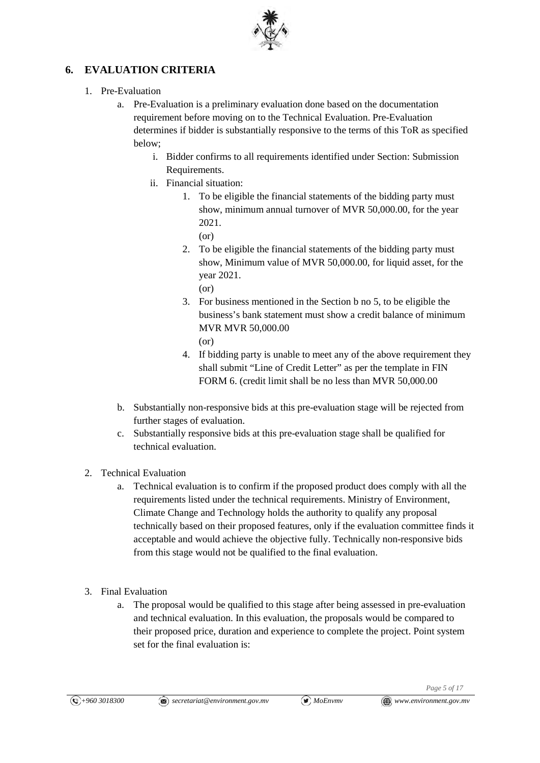## 6. EVALUATION CRITERIA

1. Pre-Evaluation
    a. Pre-Evaluation is a preliminary evaluation done based on the documentation requirement before moving on to the Technical Evaluation. Pre-Evaluation determines if bidder is substantially responsive to the terms of this ToR as specified below;
        i. Bidder confirms to all requirements identified under Section: Submission Requirements.
        ii. Financial situation:
            1. To be eligible the financial statements of the bidding party must show, minimum annual turnover of MVR 50,000.00, for the year 2021.
               (or)
            2. To be eligible the financial statements of the bidding party must show, Minimum value of MVR 50,000.00, for liquid asset, for the year 2021.
               (or)
            3. For business mentioned in the Section b no 5, to be eligible the business's bank statement must show a credit balance of minimum MVR MVR 50,000.00
               (or)
            4. If bidding party is unable to meet any of the above requirement they shall submit "Line of Credit Letter" as per the template in FIN FORM 6. (credit limit shall be no less than MVR 50,000.00
    b. Substantially non-responsive bids at this pre-evaluation stage will be rejected from further stages of evaluation.
    c. Substantially responsive bids at this pre-evaluation stage shall be qualified for technical evaluation.

2. Technical Evaluation
    a. Technical evaluation is to confirm if the proposed product does comply with all the requirements listed under the technical requirements. Ministry of Environment, Climate Change and Technology holds the authority to qualify any proposal technically based on their proposed features, only if the evaluation committee finds it acceptable and would achieve the objective fully. Technically non-responsive bids from this stage would not be qualified to the final evaluation.

3. Final Evaluation
    a. The proposal would be qualified to this stage after being assessed in pre-evaluation and technical evaluation. In this evaluation, the proposals would be compared to their proposed price, duration and experience to complete the project. Point system set for the final evaluation is: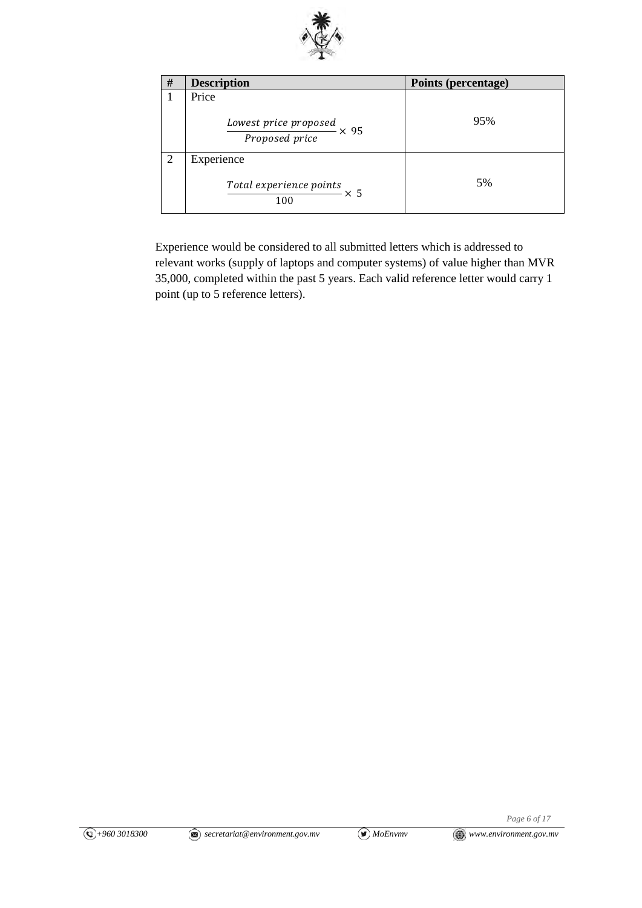| # | Description | Points (percentage) |
|---|---|---|
| 1 | Price<br>$\frac{\text{Lowest price proposed}}{\text{Proposed price}} \times 95$ | 95% |
| 2 | Experience<br>$\frac{\text{Total experience points}}{100} \times 5$ | 5% |

Experience would be considered to all submitted letters which is addressed to relevant works (supply of laptops and computer systems) of value higher than MVR 35,000, completed within the past 5 years. Each valid reference letter would carry 1 point (up to 5 reference letters).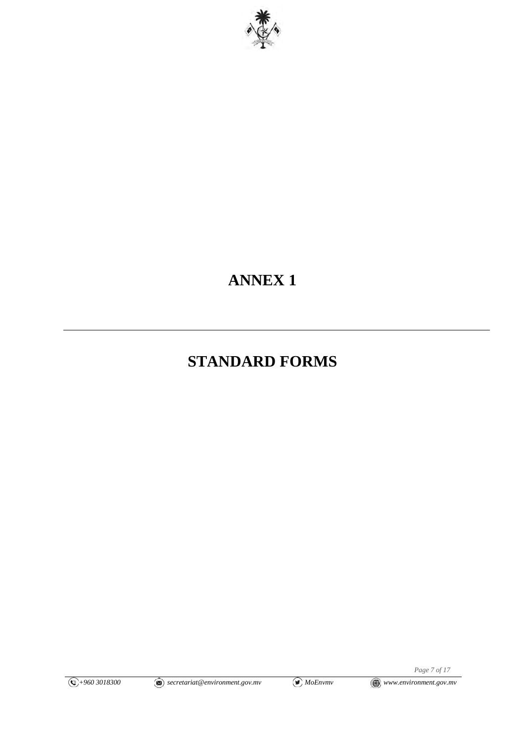# ANNEX 1

---

# STANDARD FORMS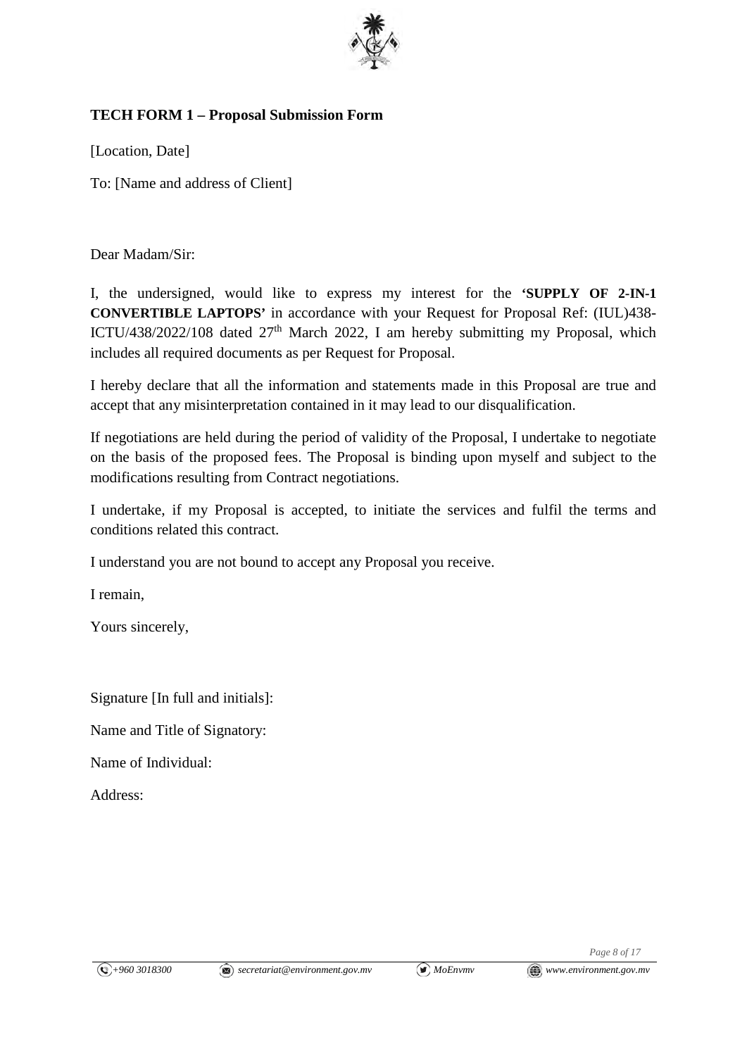**TECH FORM 1 – Proposal Submission Form**

[Location, Date]

To: [Name and address of Client]

Dear Madam/Sir:

I, the undersigned, would like to express my interest for the **'SUPPLY OF 2-IN-1 CONVERTIBLE LAPTOPS'** in accordance with your Request for Proposal Ref: (IUL)438-ICTU/438/2022/108 dated 27th March 2022, I am hereby submitting my Proposal, which includes all required documents as per Request for Proposal.

I hereby declare that all the information and statements made in this Proposal are true and accept that any misinterpretation contained in it may lead to our disqualification.

If negotiations are held during the period of validity of the Proposal, I undertake to negotiate on the basis of the proposed fees. The Proposal is binding upon myself and subject to the modifications resulting from Contract negotiations.

I undertake, if my Proposal is accepted, to initiate the services and fulfil the terms and conditions related this contract.

I understand you are not bound to accept any Proposal you receive.

I remain,

Yours sincerely,

Signature [In full and initials]:

Name and Title of Signatory:

Name of Individual:

Address: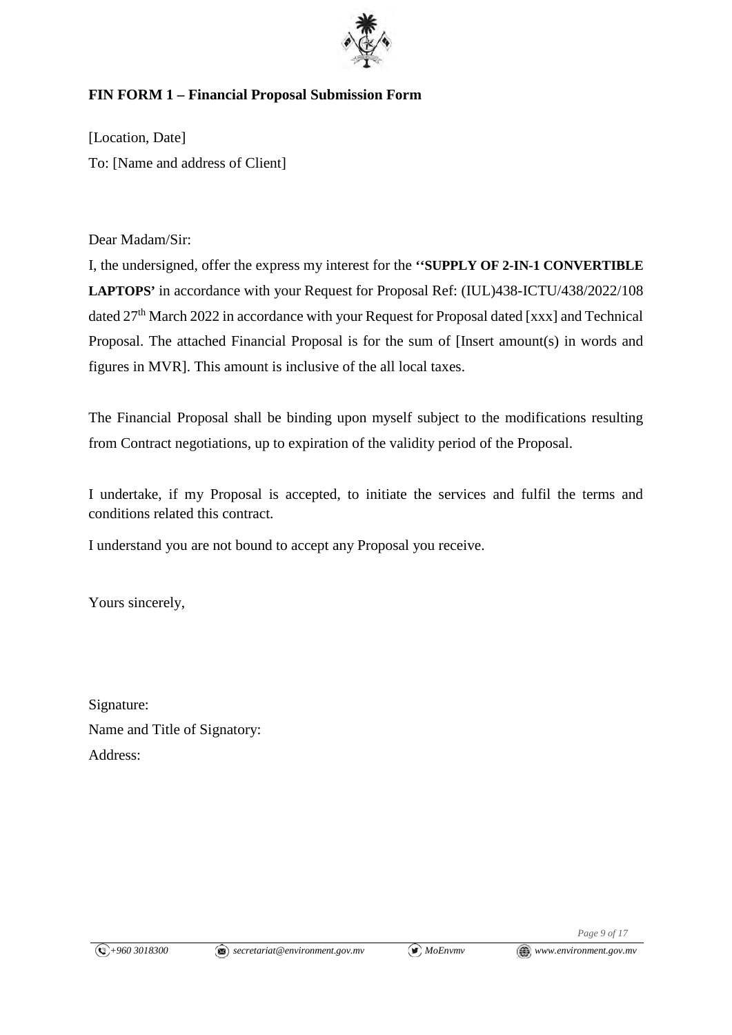**FIN FORM 1 – Financial Proposal Submission Form**

[Location, Date]

To: [Name and address of Client]

Dear Madam/Sir:

I, the undersigned, offer the express my interest for the **''SUPPLY OF 2-IN-1 CONVERTIBLE LAPTOPS'** in accordance with your Request for Proposal Ref: (IUL)438-ICTU/438/2022/108 dated 27th March 2022 in accordance with your Request for Proposal dated [xxx] and Technical Proposal. The attached Financial Proposal is for the sum of [Insert amount(s) in words and figures in MVR]. This amount is inclusive of the all local taxes.

The Financial Proposal shall be binding upon myself subject to the modifications resulting from Contract negotiations, up to expiration of the validity period of the Proposal.

I undertake, if my Proposal is accepted, to initiate the services and fulfil the terms and conditions related this contract.

I understand you are not bound to accept any Proposal you receive.

Yours sincerely,

Signature:

Name and Title of Signatory:

Address: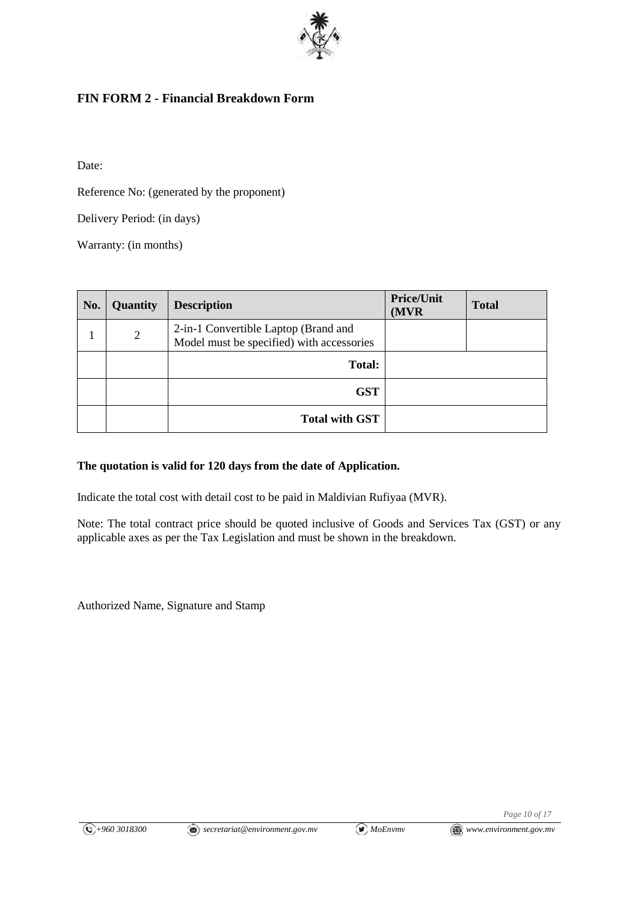## FIN FORM 2 - Financial Breakdown Form

Date:

Reference No: (generated by the proponent)

Delivery Period: (in days)

Warranty: (in months)

| No. | Quantity | Description | Price/Unit (MVR | Total |
|---|---|---|---|---|
| 1 | 2 | 2-in-1 Convertible Laptop (Brand and Model must be specified) with accessories | | |
| | | **Total:** | | |
| | | **GST** | | |
| | | **Total with GST** | | |

**The quotation is valid for 120 days from the date of Application.**

Indicate the total cost with detail cost to be paid in Maldivian Rufiyaa (MVR).

Note: The total contract price should be quoted inclusive of Goods and Services Tax (GST) or any applicable axes as per the Tax Legislation and must be shown in the breakdown.

Authorized Name, Signature and Stamp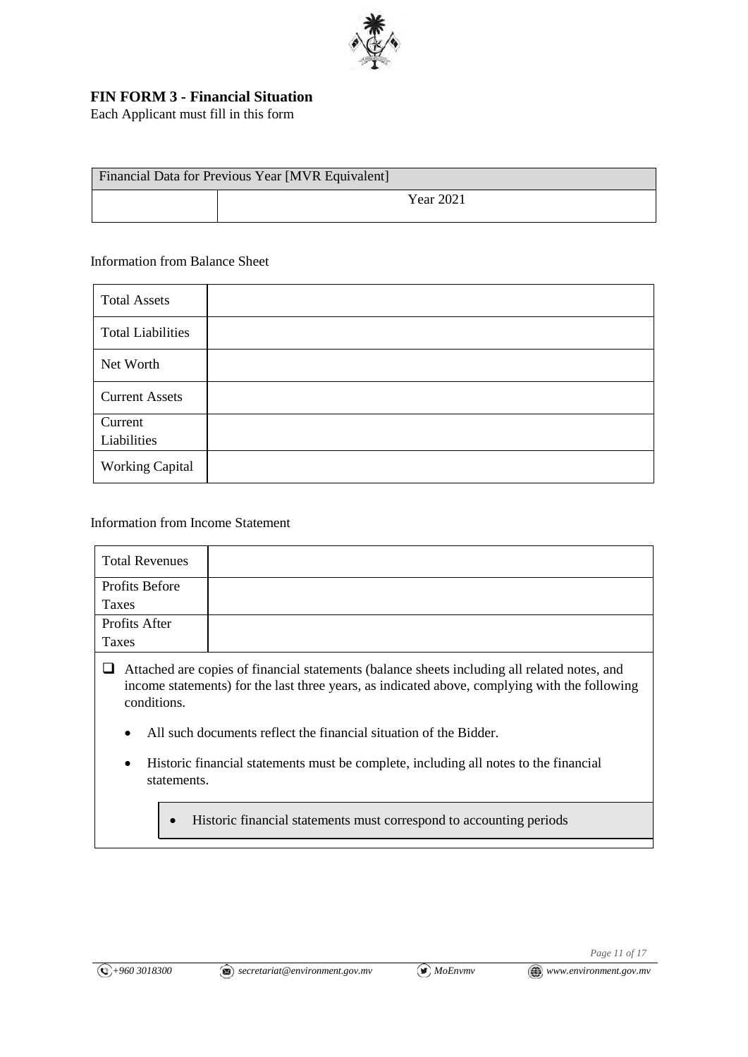**FIN FORM 3 - Financial Situation**

Each Applicant must fill in this form

| Financial Data for Previous Year [MVR Equivalent] | |
|---|---|
| | Year 2021 |

Information from Balance Sheet

| | |
|---|---|
| Total Assets | |
| Total Liabilities | |
| Net Worth | |
| Current Assets | |
| Current Liabilities | |
| Working Capital | |

Information from Income Statement

| | |
|---|---|
| Total Revenues | |
| Profits Before Taxes | |
| Profits After Taxes | |

- [ ] Attached are copies of financial statements (balance sheets including all related notes, and income statements) for the last three years, as indicated above, complying with the following conditions.

  - All such documents reflect the financial situation of the Bidder.
  - Historic financial statements must be complete, including all notes to the financial statements.
  - Historic financial statements must correspond to accounting periods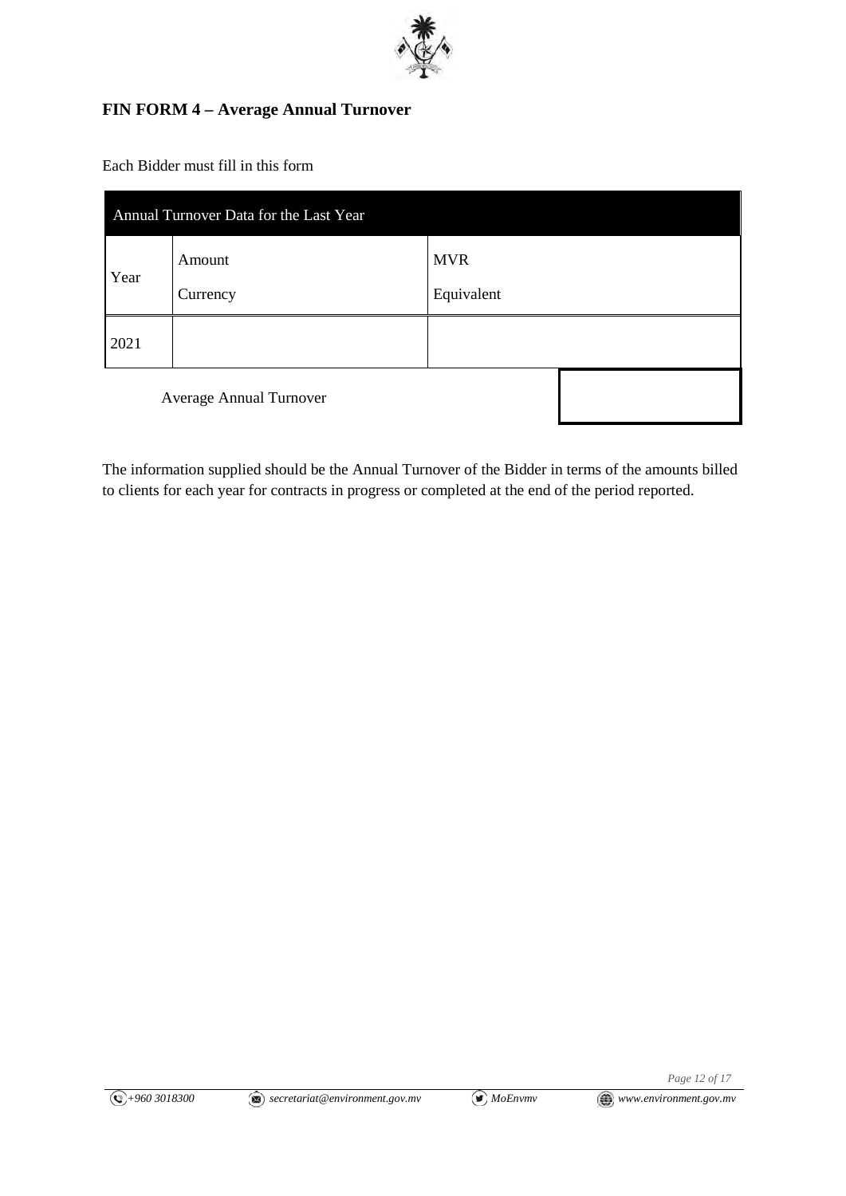## FIN FORM 4 – Average Annual Turnover

Each Bidder must fill in this form

| Annual Turnover Data for the Last Year | | |
|---|---|---|
| Year | Amount Currency | MVR Equivalent |
| 2021 | | |
| Average Annual Turnover | | |

The information supplied should be the Annual Turnover of the Bidder in terms of the amounts billed to clients for each year for contracts in progress or completed at the end of the period reported.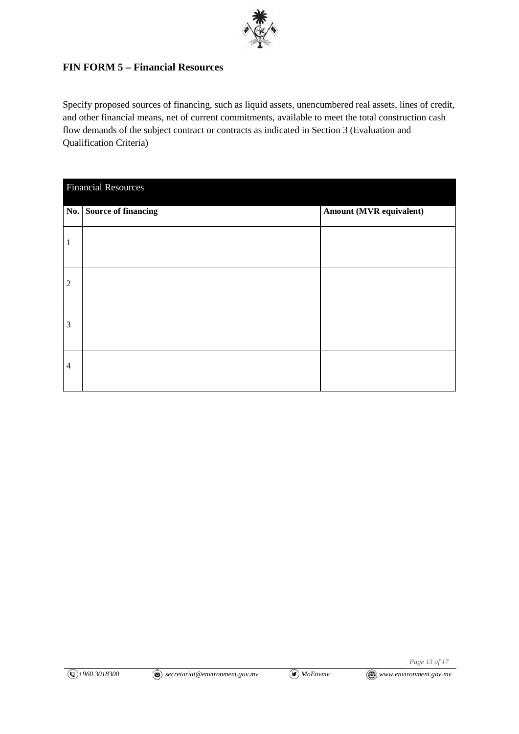**FIN FORM 5 – Financial Resources**

Specify proposed sources of financing, such as liquid assets, unencumbered real assets, lines of credit, and other financial means, net of current commitments, available to meet the total construction cash flow demands of the subject contract or contracts as indicated in Section 3 (Evaluation and Qualification Criteria)

| Financial Resources | | |
|---|---|---|
| **No.** | **Source of financing** | **Amount (MVR equivalent)** |
| 1 | | |
| 2 | | |
| 3 | | |
| 4 | | |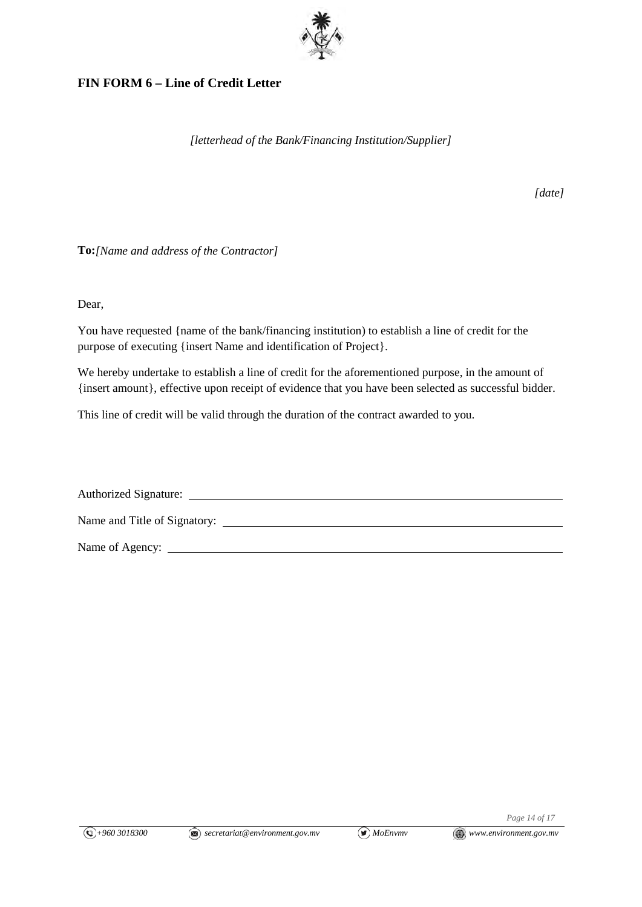## FIN FORM 6 – Line of Credit Letter

*[letterhead of the Bank/Financing Institution/Supplier]*

*[date]*

**To:** *[Name and address of the Contractor]*

Dear,

You have requested {name of the bank/financing institution) to establish a line of credit for the purpose of executing {insert Name and identification of Project}.

We hereby undertake to establish a line of credit for the aforementioned purpose, in the amount of {insert amount}, effective upon receipt of evidence that you have been selected as successful bidder.

This line of credit will be valid through the duration of the contract awarded to you.

Authorized Signature: \_\_\_\_\_\_\_\_\_\_\_\_\_\_\_\_\_\_\_\_\_\_\_\_\_\_\_\_\_\_\_\_\_\_\_\_\_\_\_\_

Name and Title of Signatory: \_\_\_\_\_\_\_\_\_\_\_\_\_\_\_\_\_\_\_\_\_\_\_\_\_\_\_\_\_\_\_\_\_\_\_\_

Name of Agency: \_\_\_\_\_\_\_\_\_\_\_\_\_\_\_\_\_\_\_\_\_\_\_\_\_\_\_\_\_\_\_\_\_\_\_\_\_\_\_\_\_\_\_\_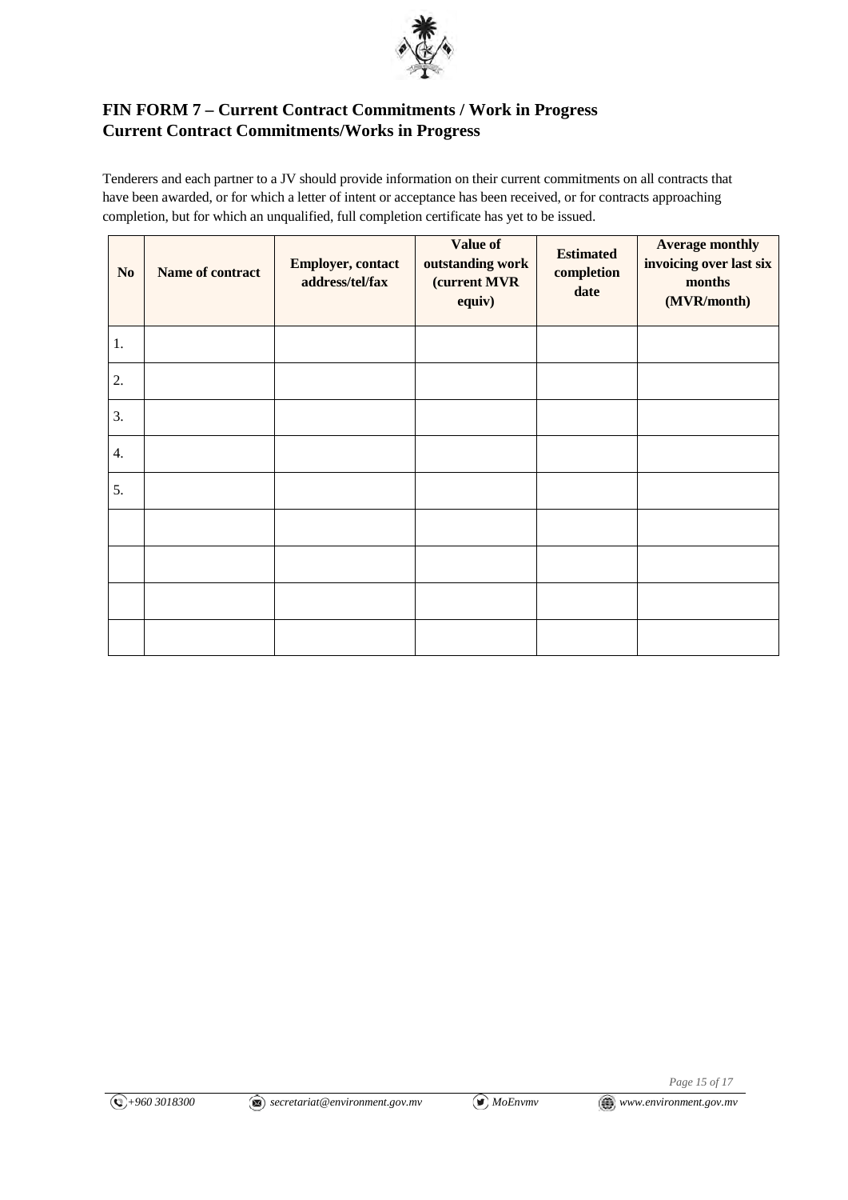## FIN FORM 7 – Current Contract Commitments / Work in Progress
## Current Contract Commitments/Works in Progress

Tenderers and each partner to a JV should provide information on their current commitments on all contracts that have been awarded, or for which a letter of intent or acceptance has been received, or for contracts approaching completion, but for which an unqualified, full completion certificate has yet to be issued.

| No | Name of contract | Employer, contact address/tel/fax | Value of outstanding work (current MVR equiv) | Estimated completion date | Average monthly invoicing over last six months (MVR/month) |
|---|---|---|---|---|---|
| 1. | | | | | |
| 2. | | | | | |
| 3. | | | | | |
| 4. | | | | | |
| 5. | | | | | |
| | | | | | |
| | | | | | |
| | | | | | |
| | | | | | |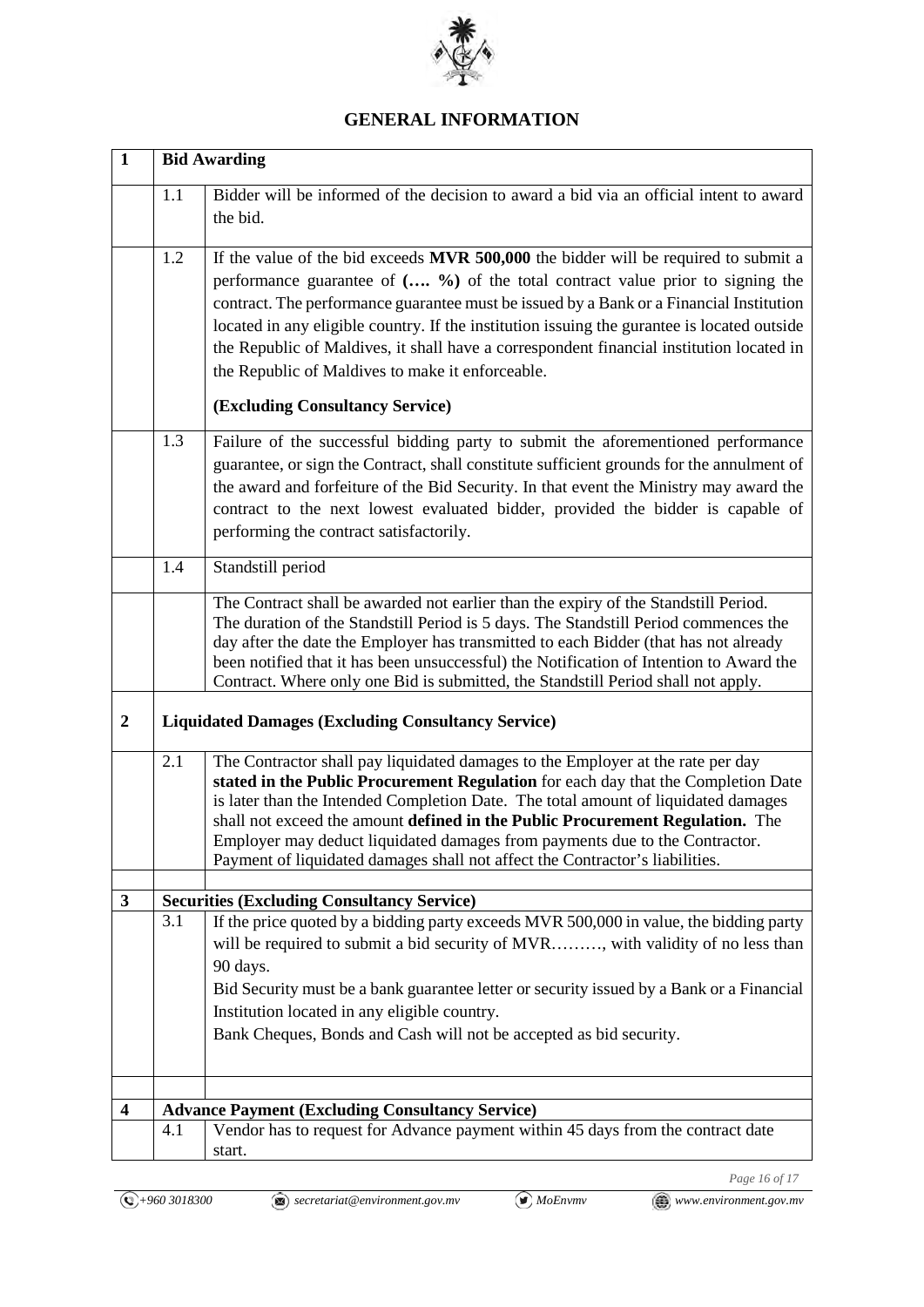# GENERAL INFORMATION

| 1 | Bid Awarding | |
|---|---|---|
| | 1.1 | Bidder will be informed of the decision to award a bid via an official intent to award the bid. |
| | 1.2 | If the value of the bid exceeds **MVR 500,000** the bidder will be required to submit a performance guarantee of **(…. %)** of the total contract value prior to signing the contract. The performance guarantee must be issued by a Bank or a Financial Institution located in any eligible country. If the institution issuing the gurantee is located outside the Republic of Maldives, it shall have a correspondent financial institution located in the Republic of Maldives to make it enforceable. **(Excluding Consultancy Service)** |
| | 1.3 | Failure of the successful bidding party to submit the aforementioned performance guarantee, or sign the Contract, shall constitute sufficient grounds for the annulment of the award and forfeiture of the Bid Security. In that event the Ministry may award the contract to the next lowest evaluated bidder, provided the bidder is capable of performing the contract satisfactorily. |
| | 1.4 | Standstill period |
| | | The Contract shall be awarded not earlier than the expiry of the Standstill Period. The duration of the Standstill Period is 5 days. The Standstill Period commences the day after the date the Employer has transmitted to each Bidder (that has not already been notified that it has been unsuccessful) the Notification of Intention to Award the Contract. Where only one Bid is submitted, the Standstill Period shall not apply. |
| **2** | **Liquidated Damages (Excluding Consultancy Service)** | |
| | 2.1 | The Contractor shall pay liquidated damages to the Employer at the rate per day **stated in the Public Procurement Regulation** for each day that the Completion Date is later than the Intended Completion Date. The total amount of liquidated damages shall not exceed the amount **defined in the Public Procurement Regulation.** The Employer may deduct liquidated damages from payments due to the Contractor. Payment of liquidated damages shall not affect the Contractor's liabilities. |
| | | |
| **3** | **Securities (Excluding Consultancy Service)** | |
| | 3.1 | If the price quoted by a bidding party exceeds MVR 500,000 in value, the bidding party will be required to submit a bid security of MVR………, with validity of no less than 90 days. Bid Security must be a bank guarantee letter or security issued by a Bank or a Financial Institution located in any eligible country. Bank Cheques, Bonds and Cash will not be accepted as bid security. |
| | | |
| **4** | **Advance Payment (Excluding Consultancy Service)** | |
| | 4.1 | Vendor has to request for Advance payment within 45 days from the contract date start. |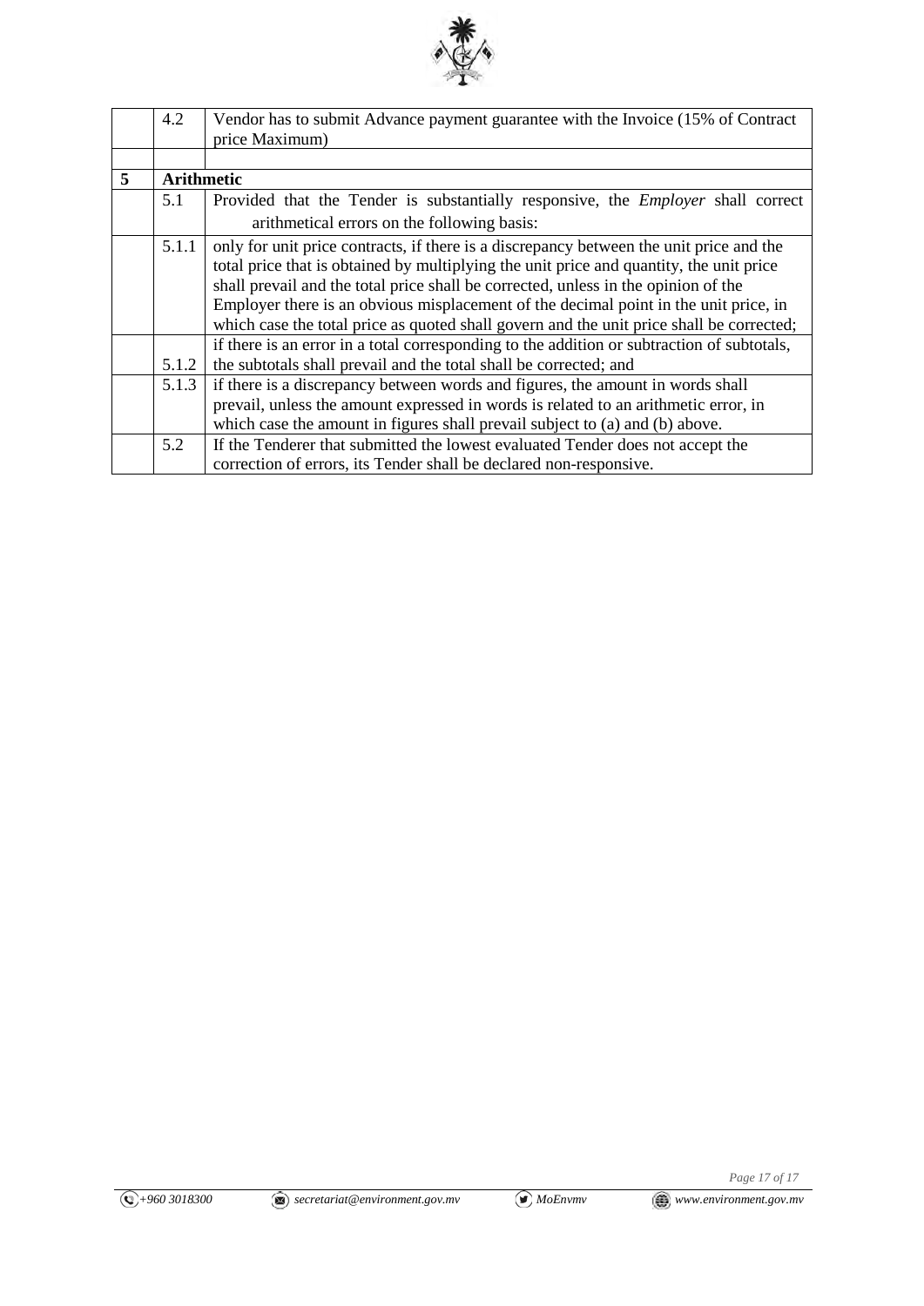| | | |
|---|---|---|
| | 4.2 | Vendor has to submit Advance payment guarantee with the Invoice (15% of Contract price Maximum) |
| | | |
| **5** | **Arithmetic** | |
| | 5.1 | Provided that the Tender is substantially responsive, the *Employer* shall correct arithmetical errors on the following basis: |
| | 5.1.1 | only for unit price contracts, if there is a discrepancy between the unit price and the total price that is obtained by multiplying the unit price and quantity, the unit price shall prevail and the total price shall be corrected, unless in the opinion of the Employer there is an obvious misplacement of the decimal point in the unit price, in which case the total price as quoted shall govern and the unit price shall be corrected; |
| | 5.1.2 | if there is an error in a total corresponding to the addition or subtraction of subtotals, the subtotals shall prevail and the total shall be corrected; and |
| | 5.1.3 | if there is a discrepancy between words and figures, the amount in words shall prevail, unless the amount expressed in words is related to an arithmetic error, in which case the amount in figures shall prevail subject to (a) and (b) above. |
| | 5.2 | If the Tenderer that submitted the lowest evaluated Tender does not accept the correction of errors, its Tender shall be declared non-responsive. |